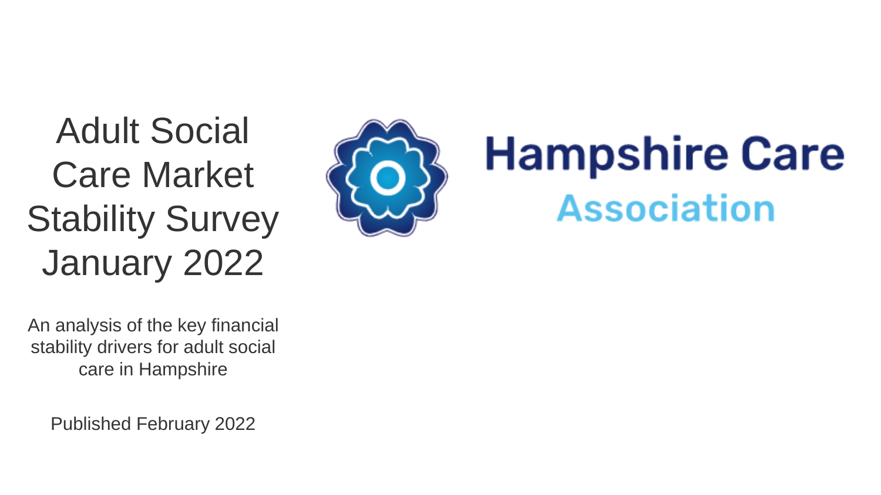# Adult Social Care Market Stability Survey January 2022

An analysis of the key financial stability drivers for adult social care in Hampshire

Published February 2022

Hampshire Care Association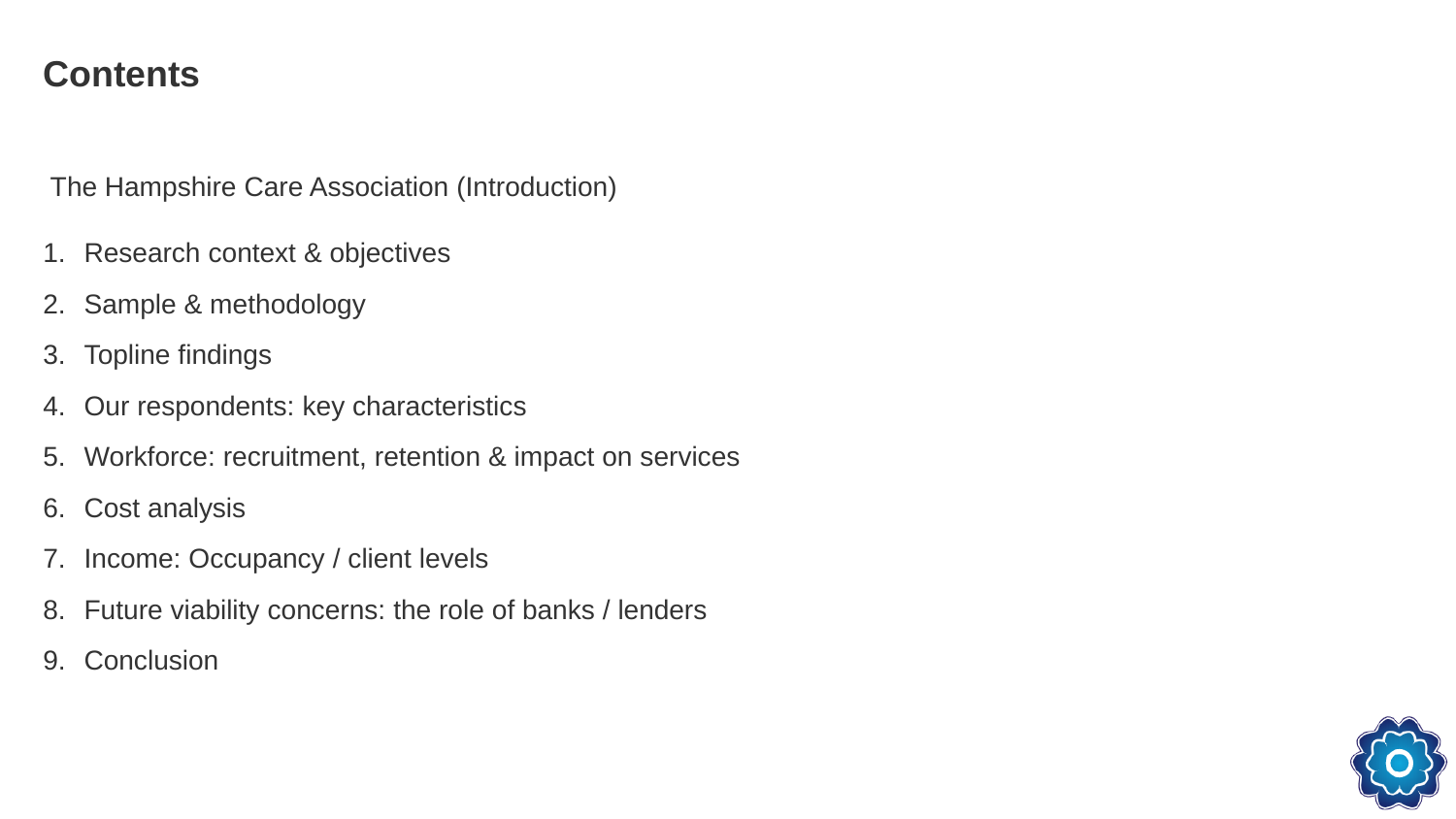# Contents

The Hampshire Care Association (Introduction)

1. Research context & objectives
2. Sample & methodology
3. Topline findings
4. Our respondents: key characteristics
5. Workforce: recruitment, retention & impact on services
6. Cost analysis
7. Income: Occupancy / client levels
8. Future viability concerns: the role of banks / lenders
9. Conclusion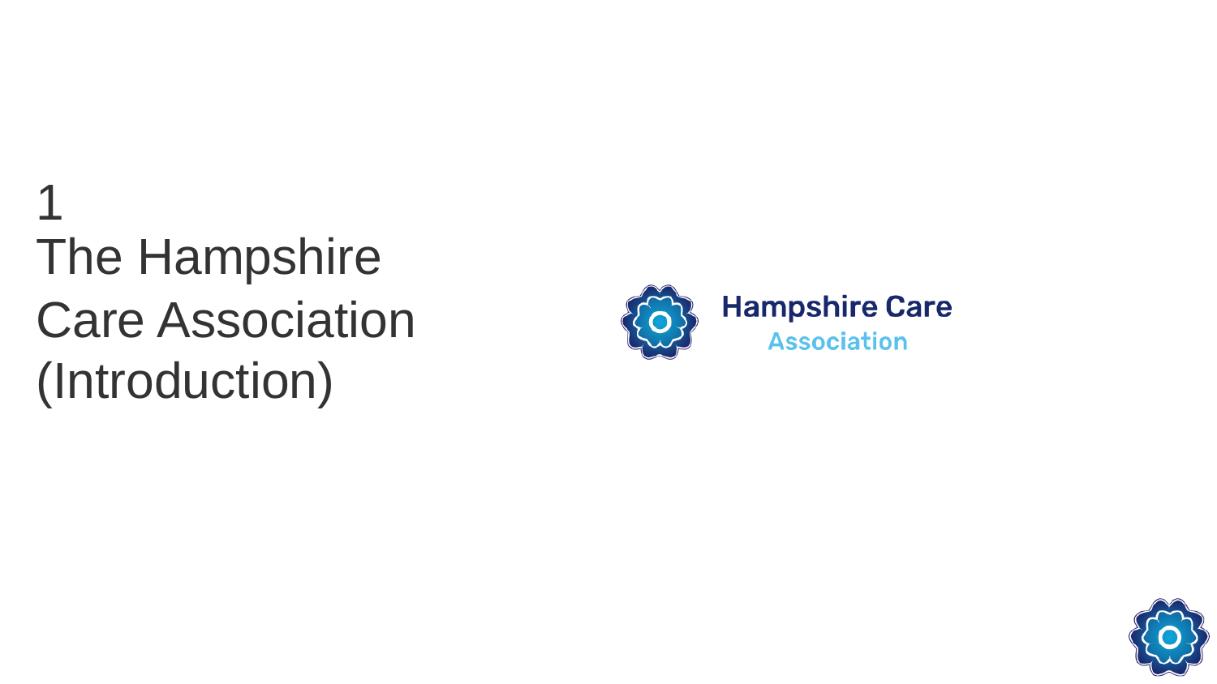# 1 The Hampshire Care Association (Introduction)

Hampshire Care Association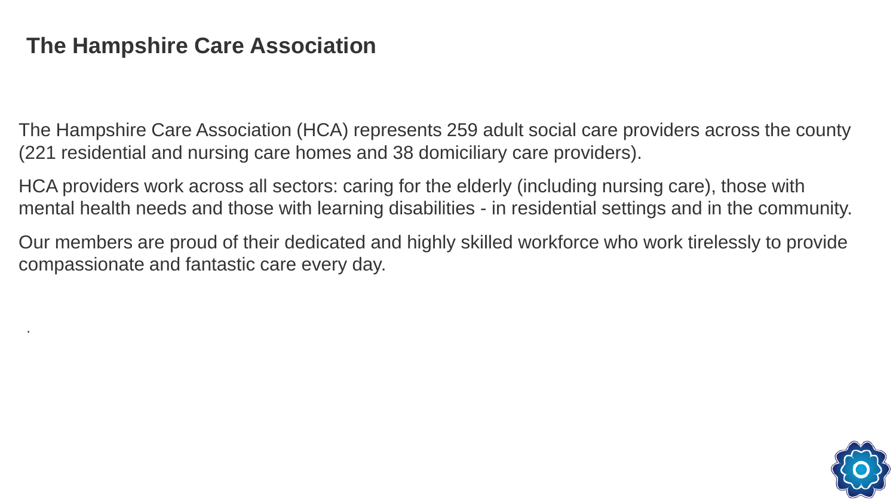# The Hampshire Care Association

The Hampshire Care Association (HCA) represents 259 adult social care providers across the county (221 residential and nursing care homes and 38 domiciliary care providers).

HCA providers work across all sectors: caring for the elderly (including nursing care), those with mental health needs and those with learning disabilities - in residential settings and in the community.

Our members are proud of their dedicated and highly skilled workforce who work tirelessly to provide compassionate and fantastic care every day.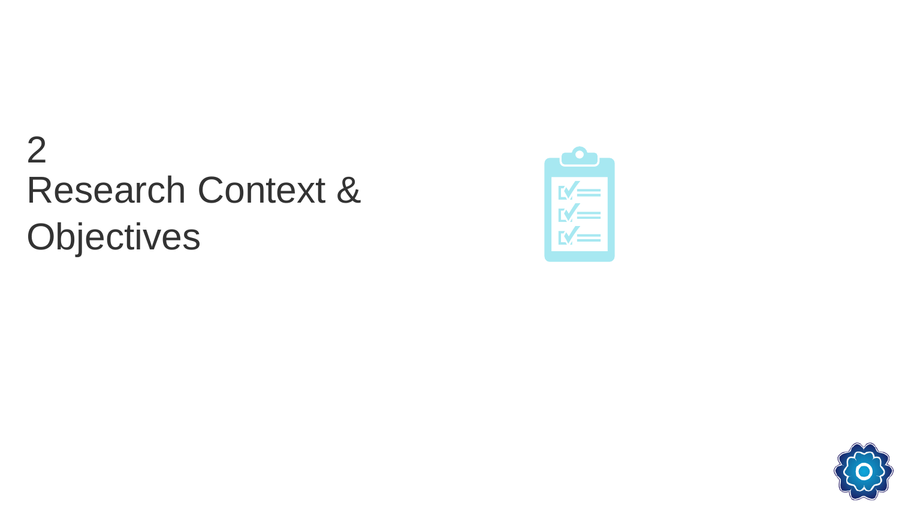# 2
# Research Context & Objectives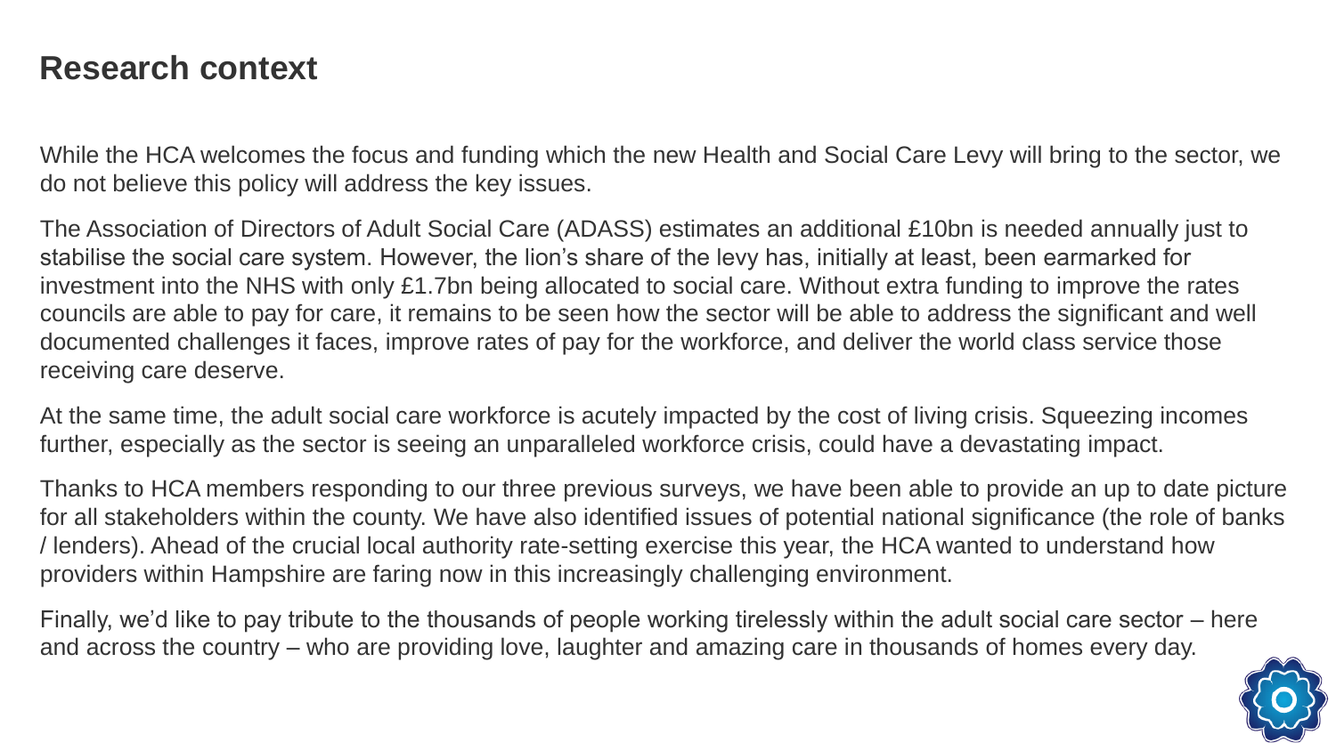## Research context

While the HCA welcomes the focus and funding which the new Health and Social Care Levy will bring to the sector, we do not believe this policy will address the key issues.

The Association of Directors of Adult Social Care (ADASS) estimates an additional £10bn is needed annually just to stabilise the social care system. However, the lion's share of the levy has, initially at least, been earmarked for investment into the NHS with only £1.7bn being allocated to social care. Without extra funding to improve the rates councils are able to pay for care, it remains to be seen how the sector will be able to address the significant and well documented challenges it faces, improve rates of pay for the workforce, and deliver the world class service those receiving care deserve.

At the same time, the adult social care workforce is acutely impacted by the cost of living crisis. Squeezing incomes further, especially as the sector is seeing an unparalleled workforce crisis, could have a devastating impact.

Thanks to HCA members responding to our three previous surveys, we have been able to provide an up to date picture for all stakeholders within the county. We have also identified issues of potential national significance (the role of banks / lenders). Ahead of the crucial local authority rate-setting exercise this year, the HCA wanted to understand how providers within Hampshire are faring now in this increasingly challenging environment.

Finally, we'd like to pay tribute to the thousands of people working tirelessly within the adult social care sector – here and across the country – who are providing love, laughter and amazing care in thousands of homes every day.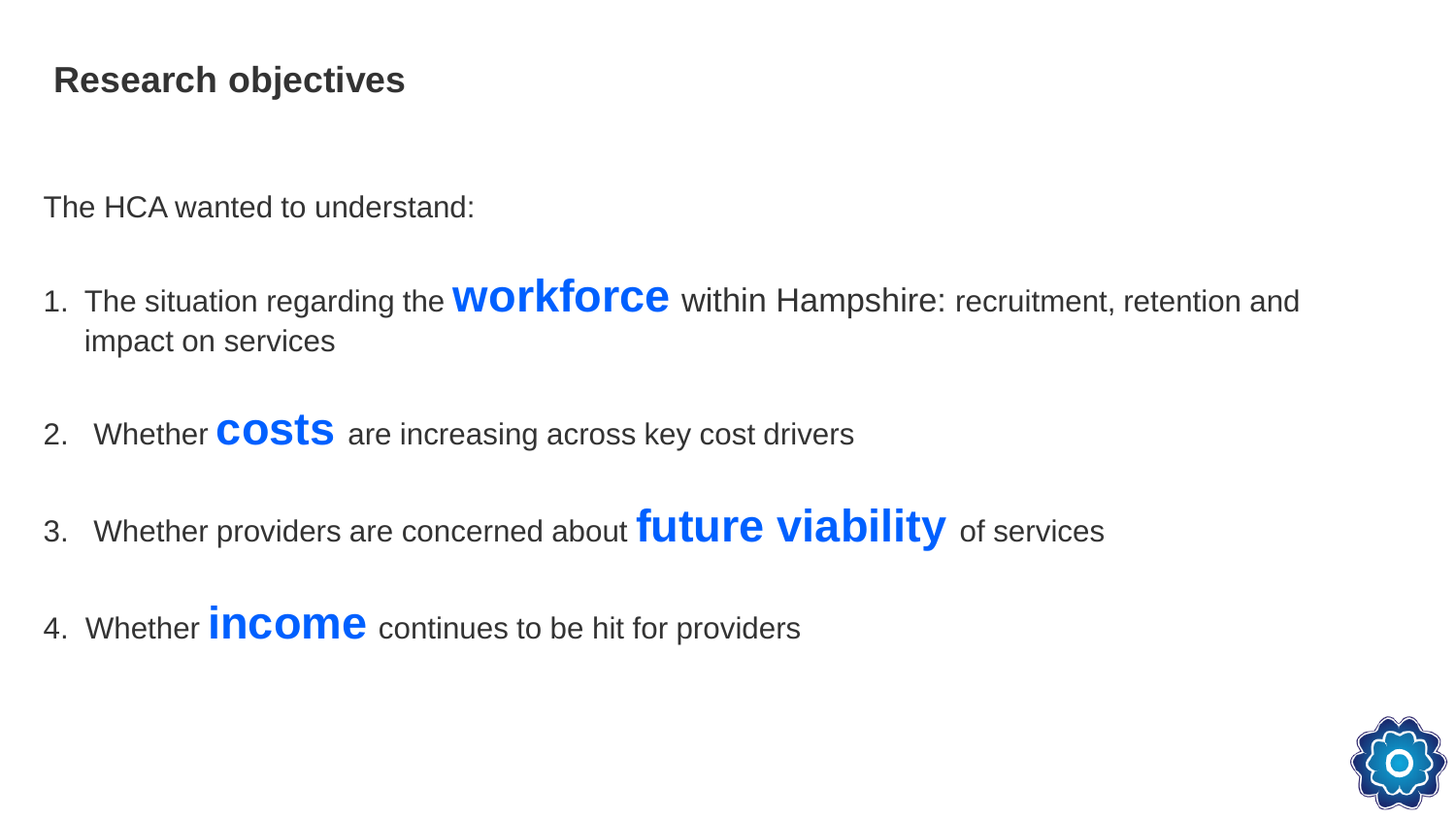# Research objectives

The HCA wanted to understand:

1. The situation regarding the **workforce** within Hampshire: recruitment, retention and impact on services
2. Whether **costs** are increasing across key cost drivers
3. Whether providers are concerned about **future viability** of services
4. Whether **income** continues to be hit for providers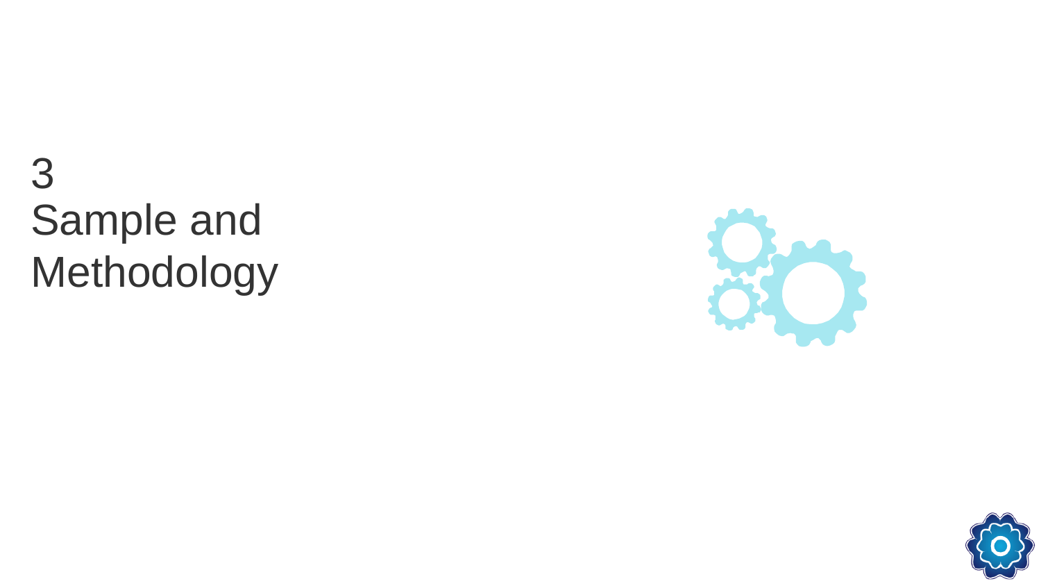# 3
# Sample and Methodology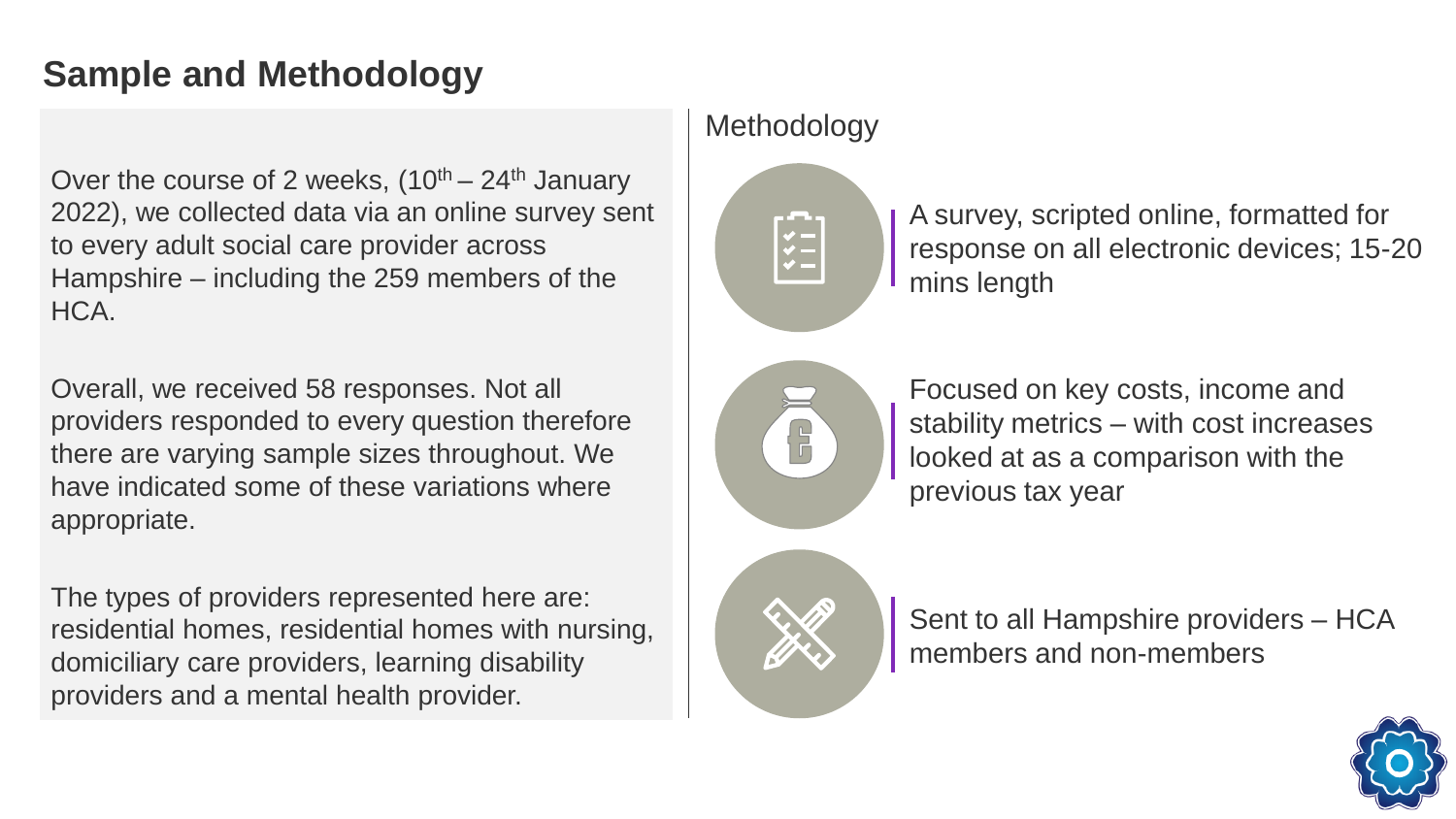# Sample and Methodology

Over the course of 2 weeks, (10th – 24th January 2022), we collected data via an online survey sent to every adult social care provider across Hampshire – including the 259 members of the HCA.

Overall, we received 58 responses. Not all providers responded to every question therefore there are varying sample sizes throughout. We have indicated some of these variations where appropriate.

The types of providers represented here are: residential homes, residential homes with nursing, domiciliary care providers, learning disability providers and a mental health provider.

## Methodology

A survey, scripted online, formatted for response on all electronic devices; 15-20 mins length

Focused on key costs, income and stability metrics – with cost increases looked at as a comparison with the previous tax year

Sent to all Hampshire providers – HCA members and non-members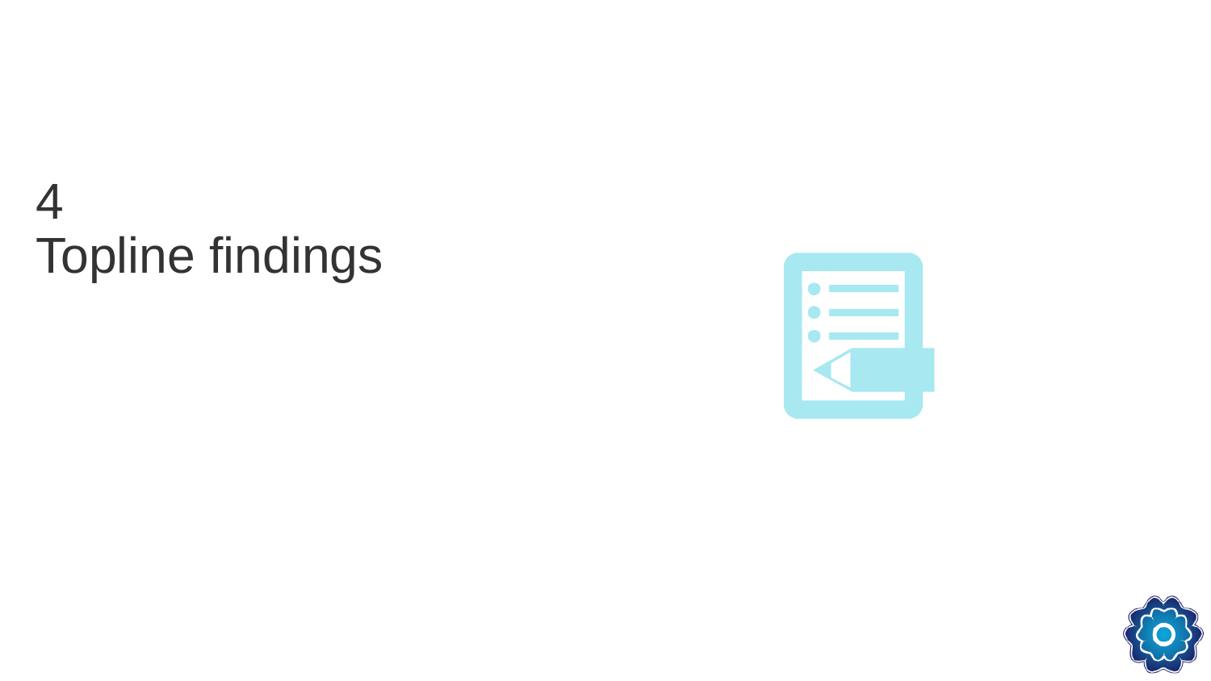# 4
# Topline findings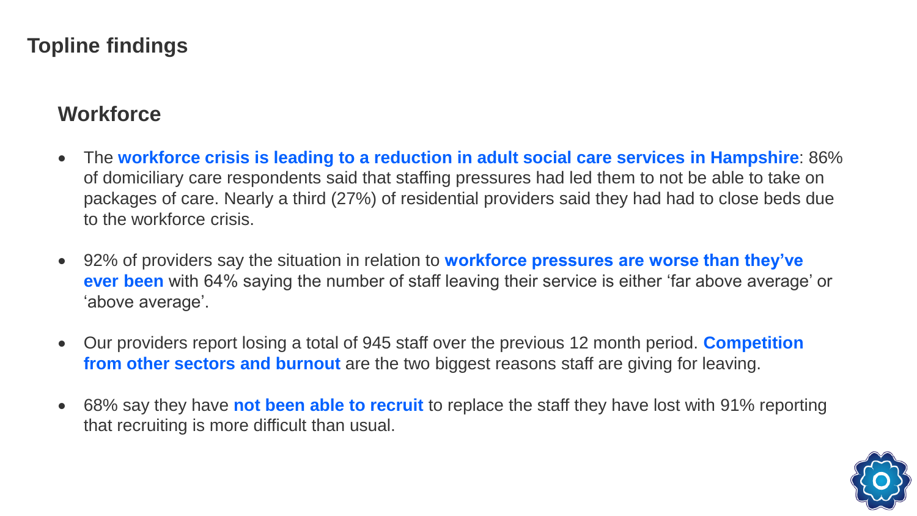# Topline findings

## Workforce

- The **workforce crisis is leading to a reduction in adult social care services in Hampshire**: 86% of domiciliary care respondents said that staffing pressures had led them to not be able to take on packages of care. Nearly a third (27%) of residential providers said they had had to close beds due to the workforce crisis.

- 92% of providers say the situation in relation to **workforce pressures are worse than they've ever been** with 64% saying the number of staff leaving their service is either 'far above average' or 'above average'.

- Our providers report losing a total of 945 staff over the previous 12 month period. **Competition from other sectors and burnout** are the two biggest reasons staff are giving for leaving.

- 68% say they have **not been able to recruit** to replace the staff they have lost with 91% reporting that recruiting is more difficult than usual.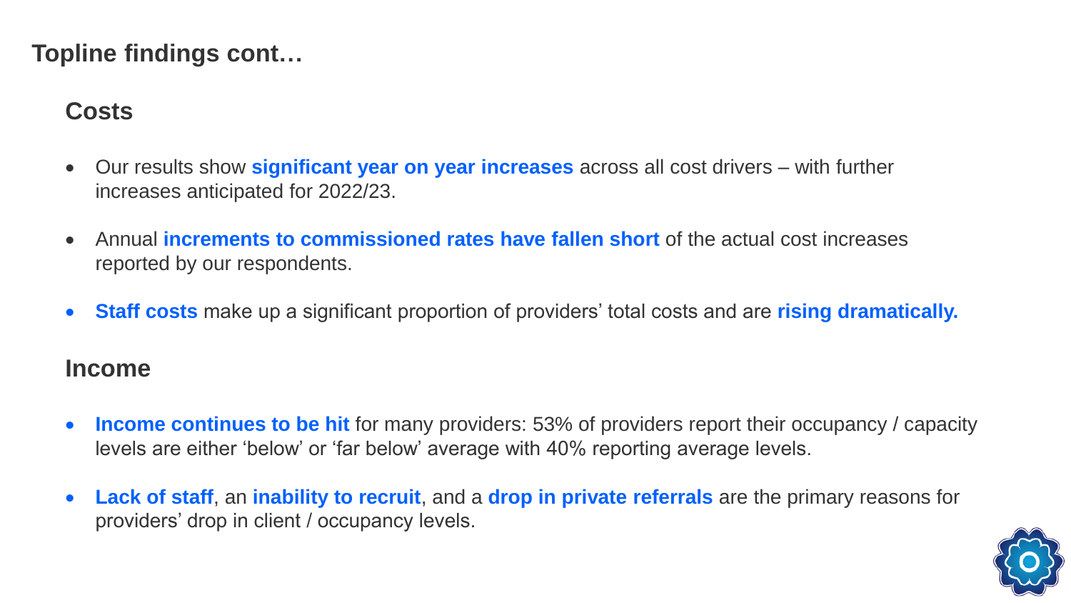# Topline findings cont…

## Costs

- Our results show **significant year on year increases** across all cost drivers – with further increases anticipated for 2022/23.
- Annual **increments to commissioned rates have fallen short** of the actual cost increases reported by our respondents.
- **Staff costs** make up a significant proportion of providers' total costs and are **rising dramatically.**

## Income

- **Income continues to be hit** for many providers: 53% of providers report their occupancy / capacity levels are either 'below' or 'far below' average with 40% reporting average levels.
- **Lack of staff**, an **inability to recruit**, and a **drop in private referrals** are the primary reasons for providers' drop in client / occupancy levels.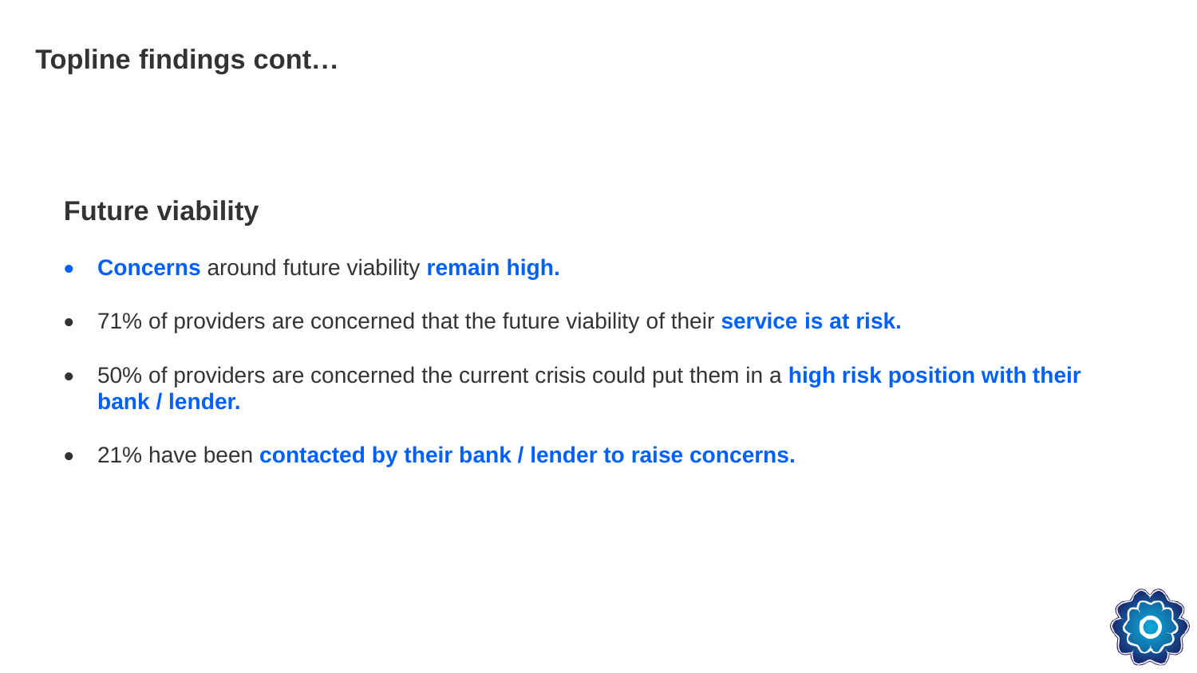# Topline findings cont…

## Future viability

- **Concerns** around future viability **remain high.**
- 71% of providers are concerned that the future viability of their **service is at risk.**
- 50% of providers are concerned the current crisis could put them in a **high risk position with their bank / lender.**
- 21% have been **contacted by their bank / lender to raise concerns.**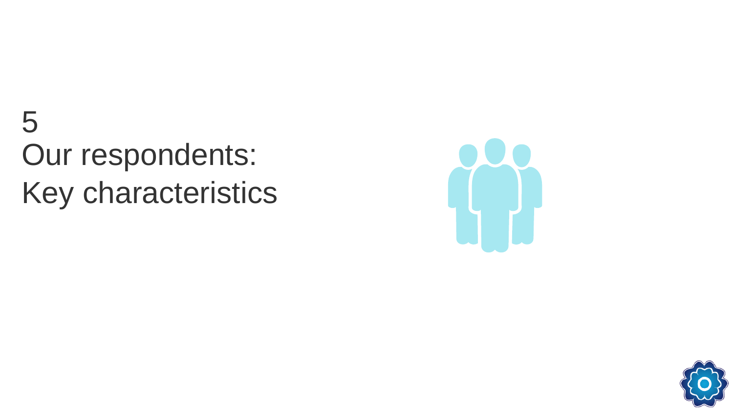# 5
# Our respondents: Key characteristics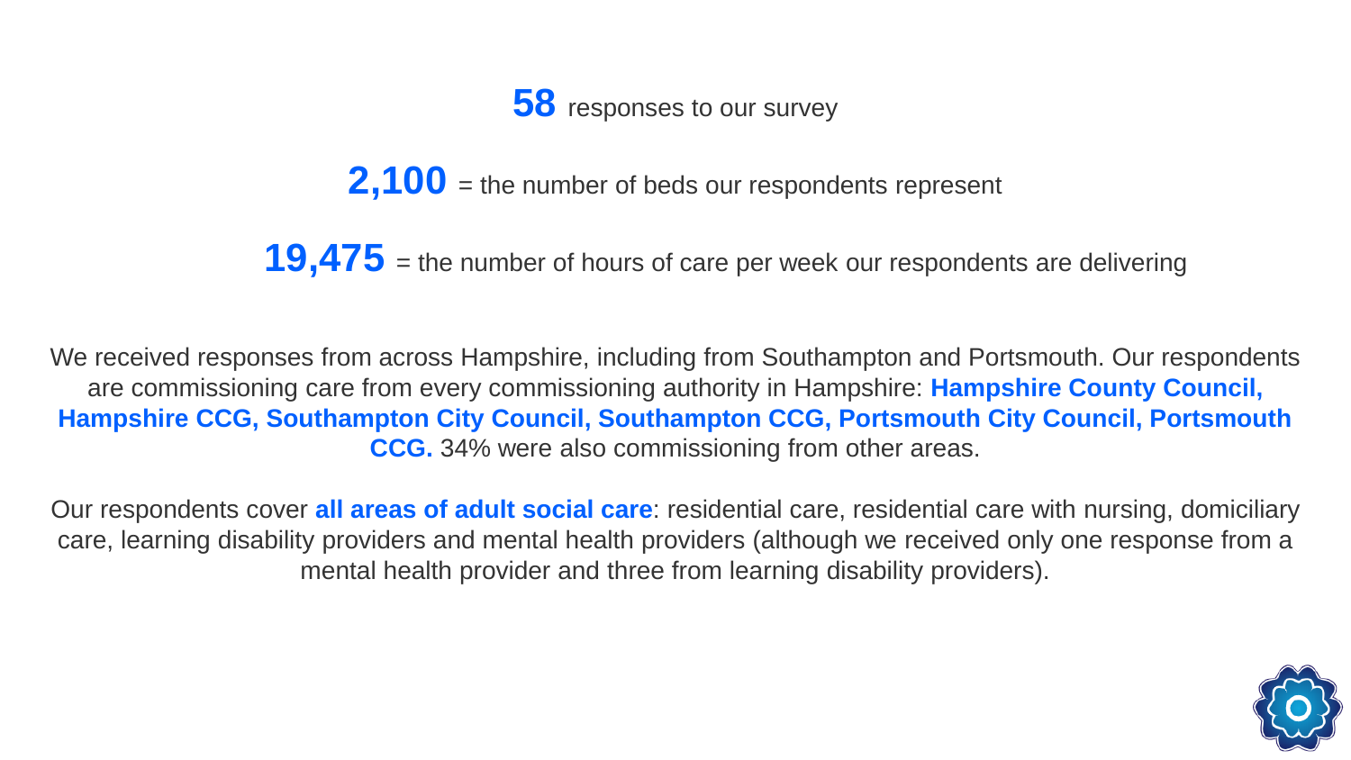**58** responses to our survey

**2,100** = the number of beds our respondents represent

**19,475** = the number of hours of care per week our respondents are delivering

We received responses from across Hampshire, including from Southampton and Portsmouth. Our respondents are commissioning care from every commissioning authority in Hampshire: **Hampshire County Council, Hampshire CCG, Southampton City Council, Southampton CCG, Portsmouth City Council, Portsmouth CCG.** 34% were also commissioning from other areas.

Our respondents cover **all areas of adult social care**: residential care, residential care with nursing, domiciliary care, learning disability providers and mental health providers (although we received only one response from a mental health provider and three from learning disability providers).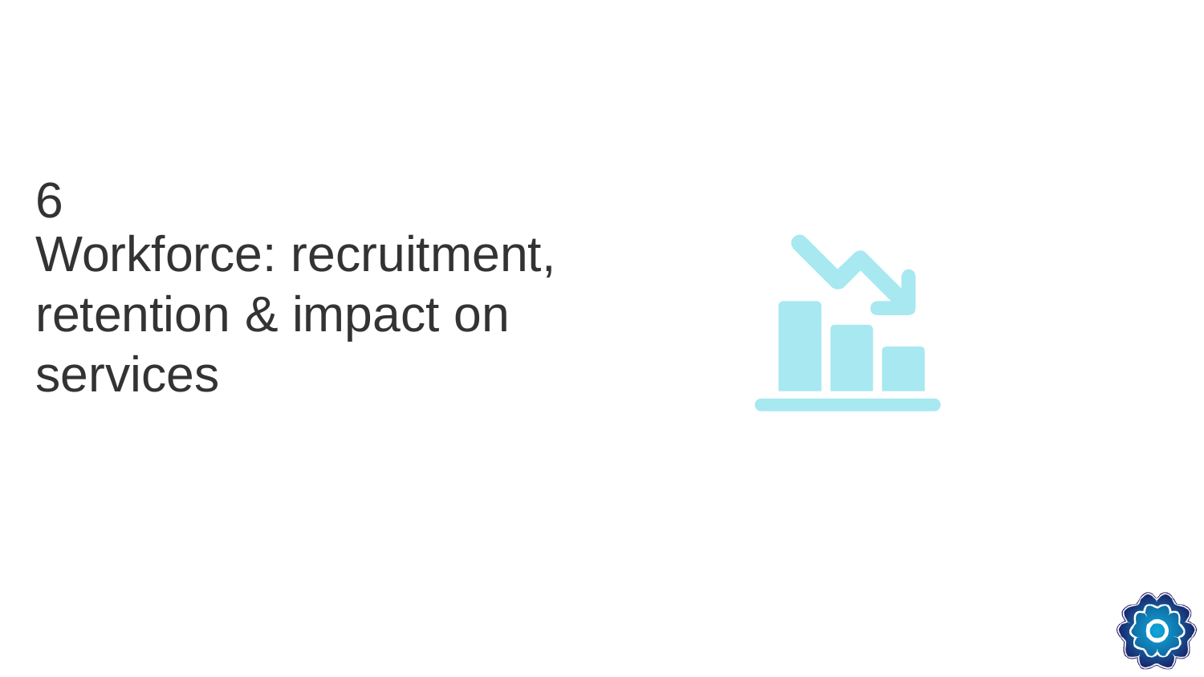# 6

# Workforce: recruitment, retention & impact on services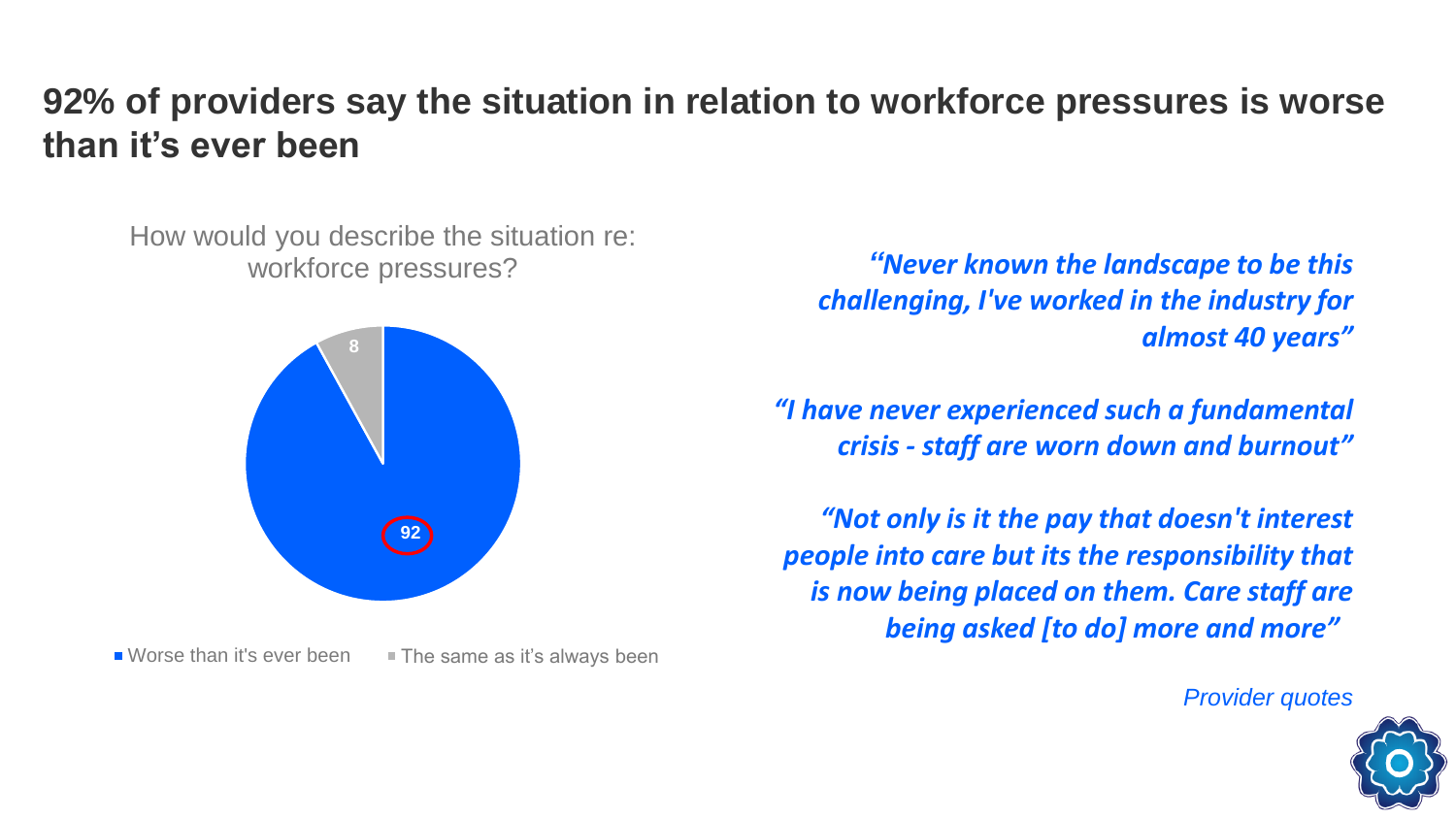## 92% of providers say the situation in relation to workforce pressures is worse than it's ever been

How would you describe the situation re: workforce pressures?

- Worse than it's ever been: 92
- The same as it's always been: 8

*"Never known the landscape to be this challenging, I've worked in the industry for almost 40 years"*

*"I have never experienced such a fundamental crisis - staff are worn down and burnout"*

*"Not only is it the pay that doesn't interest people into care but its the responsibility that is now being placed on them. Care staff are being asked [to do] more and more"*

*Provider quotes*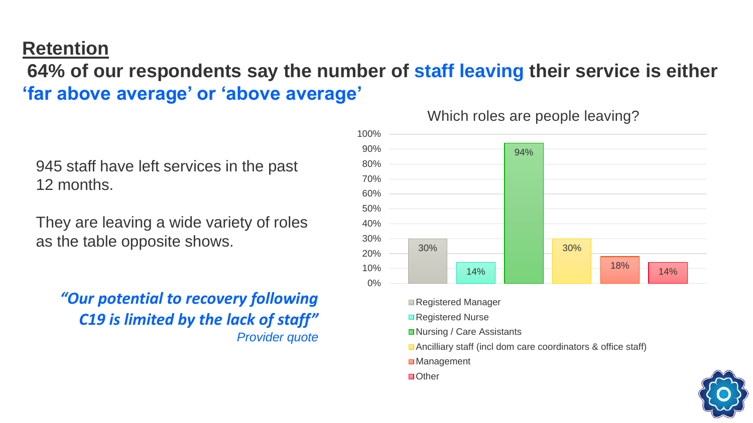## Retention

**64% of our respondents say the number of staff leaving their service is either 'far above average' or 'above average'**

945 staff have left services in the past 12 months.

They are leaving a wide variety of roles as the table opposite shows.

*"Our potential to recovery following C19 is limited by the lack of staff"*
*Provider quote*

Which roles are people leaving?

| Role | % |
|---|---|
| Registered Manager | 30% |
| Registered Nurse | 14% |
| Nursing / Care Assistants | 94% |
| Ancilliary staff (incl dom care coordinators & office staff) | 30% |
| Management | 18% |
| Other | 14% |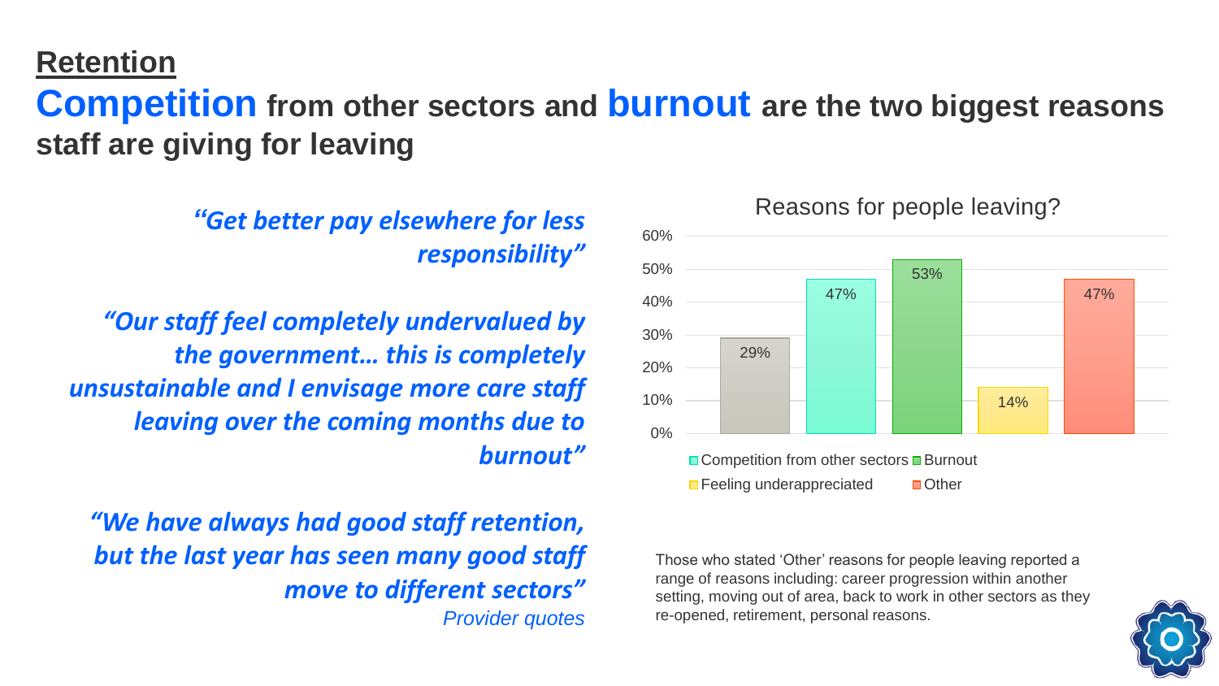## Retention

# Competition from other sectors and burnout are the two biggest reasons staff are giving for leaving

*"Get better pay elsewhere for less responsibility"*

*"Our staff feel completely undervalued by the government… this is completely unsustainable and I envisage more care staff leaving over the coming months due to burnout"*

*"We have always had good staff retention, but the last year has seen many good staff move to different sectors"*

*Provider quotes*

**Reasons for people leaving?**

| Reason | Percentage |
| --- | --- |
| | 29% |
| Competition from other sectors | 47% |
| Burnout | 53% |
| Feeling underappreciated | 14% |
| Other | 47% |

Those who stated 'Other' reasons for people leaving reported a range of reasons including: career progression within another setting, moving out of area, back to work in other sectors as they re-opened, retirement, personal reasons.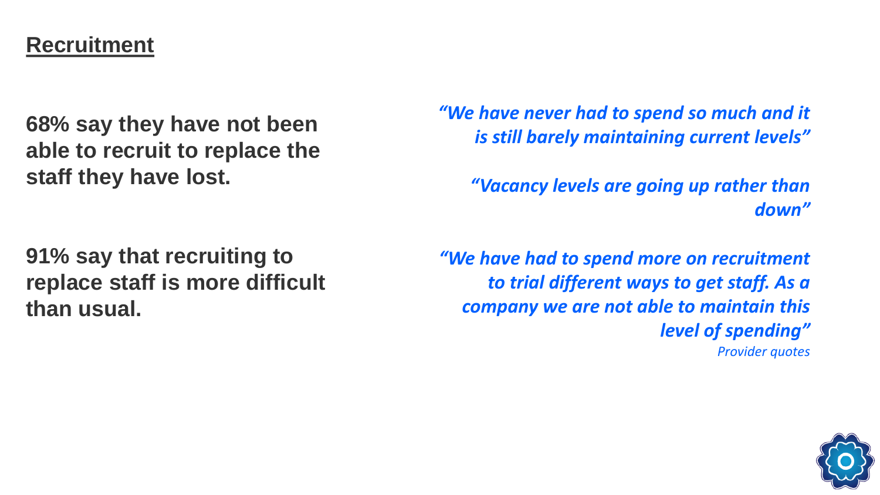## Recruitment

**68% say they have not been able to recruit to replace the staff they have lost.**

**91% say that recruiting to replace staff is more difficult than usual.**

*"We have never had to spend so much and it is still barely maintaining current levels"*

*"Vacancy levels are going up rather than down"*

*"We have had to spend more on recruitment to trial different ways to get staff. As a company we are not able to maintain this level of spending"*

*Provider quotes*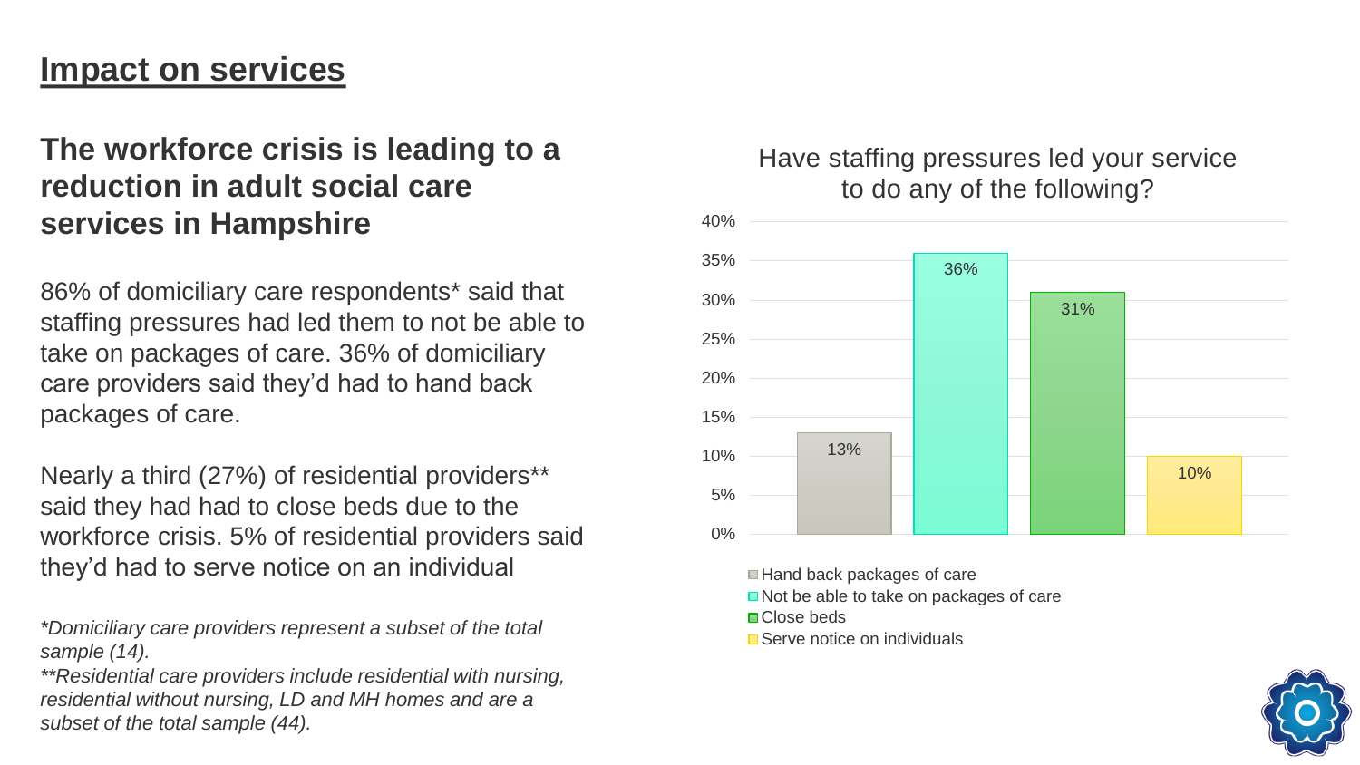# Impact on services

## The workforce crisis is leading to a reduction in adult social care services in Hampshire

86% of domiciliary care respondents* said that staffing pressures had led them to not be able to take on packages of care. 36% of domiciliary care providers said they'd had to hand back packages of care.

Nearly a third (27%) of residential providers** said they had had to close beds due to the workforce crisis. 5% of residential providers said they'd had to serve notice on an individual

*Domiciliary care providers represent a subset of the total sample (14).*

*\*\*Residential care providers include residential with nursing, residential without nursing, LD and MH homes and are a subset of the total sample (44).*

Have staffing pressures led your service to do any of the following?

| Action | Percentage |
|---|---|
| Hand back packages of care | 13% |
| Not be able to take on packages of care | 36% |
| Close beds | 31% |
| Serve notice on individuals | 10% |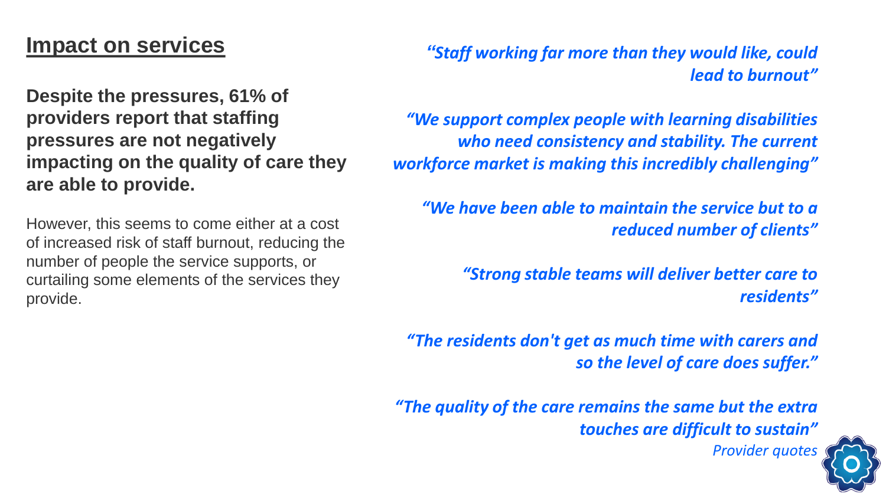## Impact on services

**Despite the pressures, 61% of providers report that staffing pressures are not negatively impacting on the quality of care they are able to provide.**

However, this seems to come either at a cost of increased risk of staff burnout, reducing the number of people the service supports, or curtailing some elements of the services they provide.

*"Staff working far more than they would like, could lead to burnout"*

*"We support complex people with learning disabilities who need consistency and stability. The current workforce market is making this incredibly challenging"*

*"We have been able to maintain the service but to a reduced number of clients"*

*"Strong stable teams will deliver better care to residents"*

*"The residents don't get as much time with carers and so the level of care does suffer."*

*"The quality of the care remains the same but the extra touches are difficult to sustain"*

*Provider quotes*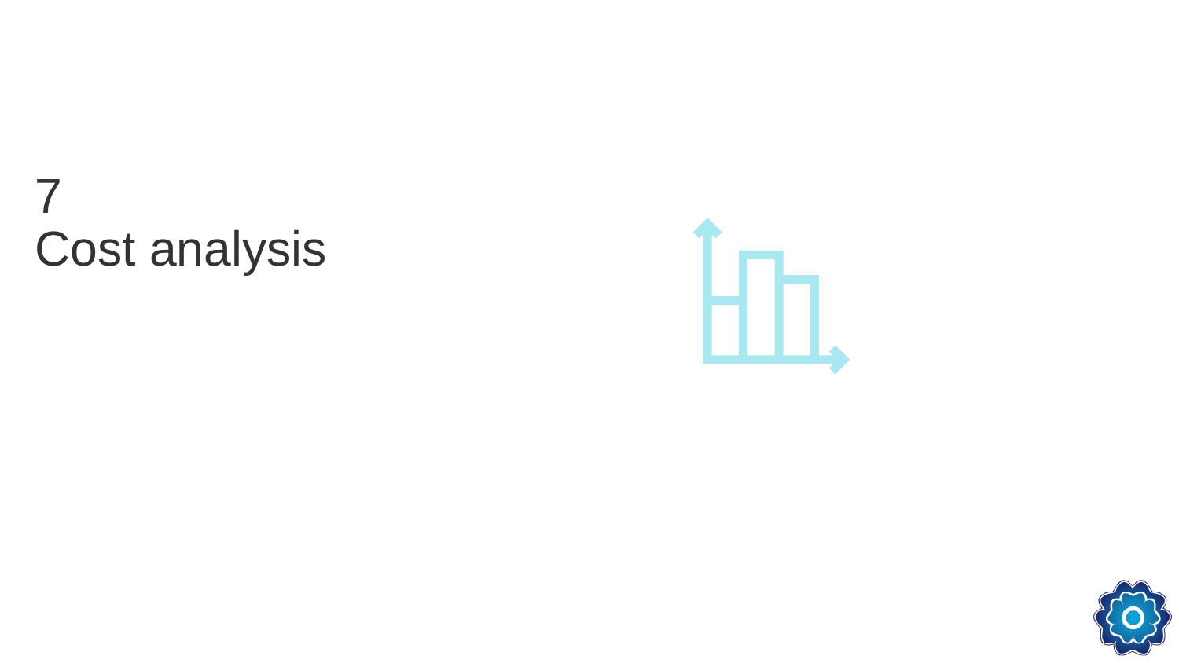# 7
# Cost analysis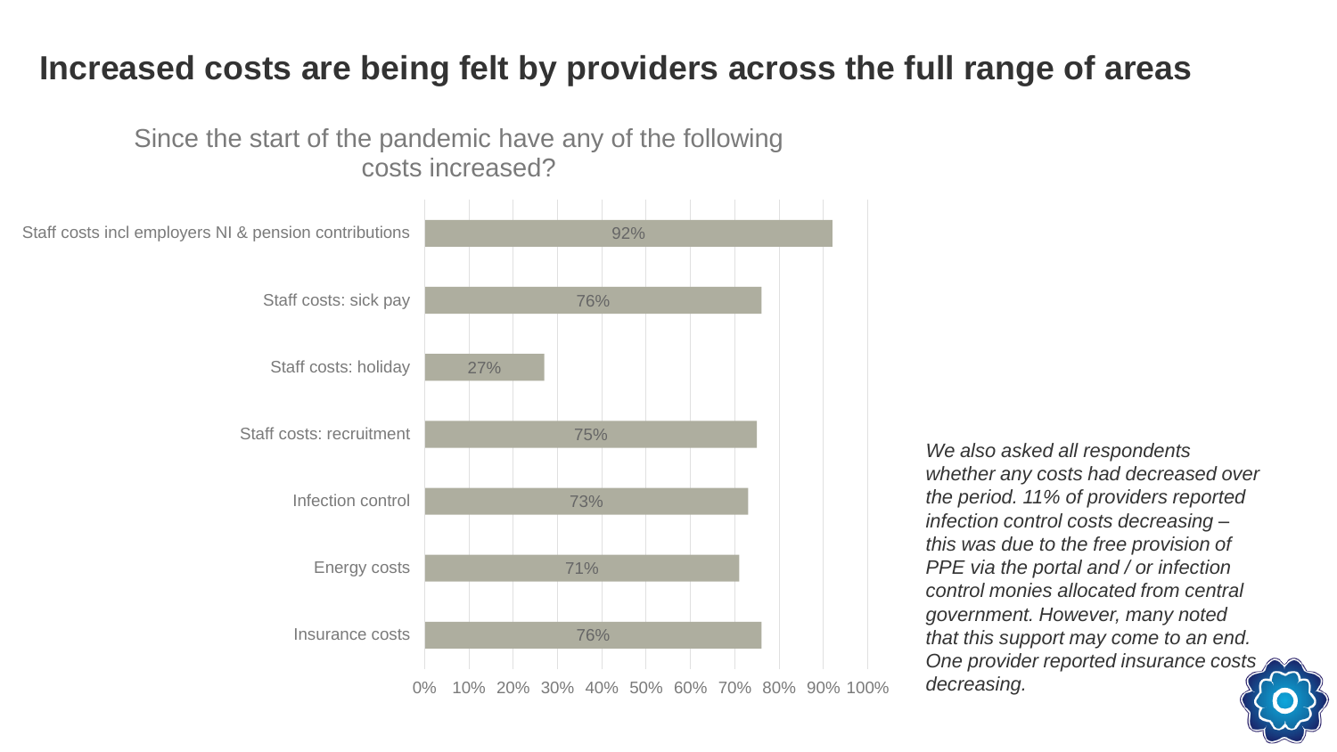# Increased costs are being felt by providers across the full range of areas

Since the start of the pandemic have any of the following costs increased?

| Cost area | % |
|---|---|
| Staff costs incl employers NI & pension contributions | 92% |
| Staff costs: sick pay | 76% |
| Staff costs: holiday | 27% |
| Staff costs: recruitment | 75% |
| Infection control | 73% |
| Energy costs | 71% |
| Insurance costs | 76% |

*We also asked all respondents whether any costs had decreased over the period. 11% of providers reported infection control costs decreasing – this was due to the free provision of PPE via the portal and / or infection control monies allocated from central government. However, many noted that this support may come to an end. One provider reported insurance costs decreasing.*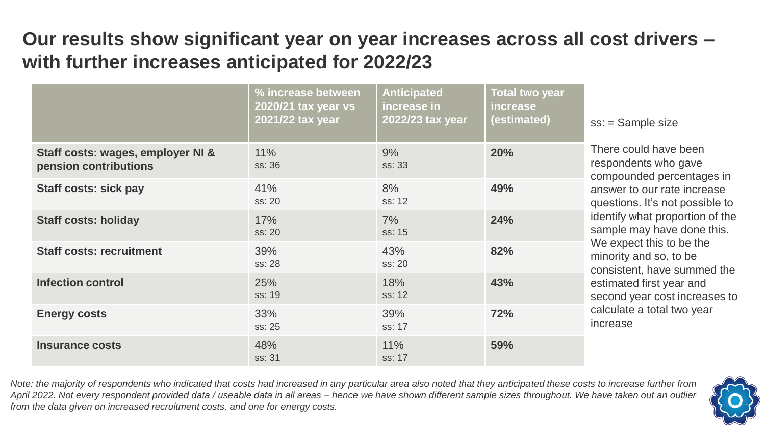# Our results show significant year on year increases across all cost drivers – with further increases anticipated for 2022/23

| | % increase between 2020/21 tax year vs 2021/22 tax year | Anticipated increase in 2022/23 tax year | Total two year increase (estimated) |
|---|---|---|---|
| **Staff costs: wages, employer NI & pension contributions** | 11% ss: 36 | 9% ss: 33 | **20%** |
| **Staff costs: sick pay** | 41% ss: 20 | 8% ss: 12 | **49%** |
| **Staff costs: holiday** | 17% ss: 20 | 7% ss: 15 | **24%** |
| **Staff costs: recruitment** | 39% ss: 28 | 43% ss: 20 | **82%** |
| **Infection control** | 25% ss: 19 | 18% ss: 12 | **43%** |
| **Energy costs** | 33% ss: 25 | 39% ss: 17 | **72%** |
| **Insurance costs** | 48% ss: 31 | 11% ss: 17 | **59%** |

ss: = Sample size

There could have been respondents who gave compounded percentages in answer to our rate increase questions. It's not possible to identify what proportion of the sample may have done this. We expect this to be the minority and so, to be consistent, have summed the estimated first year and second year cost increases to calculate a total two year increase

*Note: the majority of respondents who indicated that costs had increased in any particular area also noted that they anticipated these costs to increase further from April 2022. Not every respondent provided data / useable data in all areas – hence we have shown different sample sizes throughout. We have taken out an outlier from the data given on increased recruitment costs, and one for energy costs.*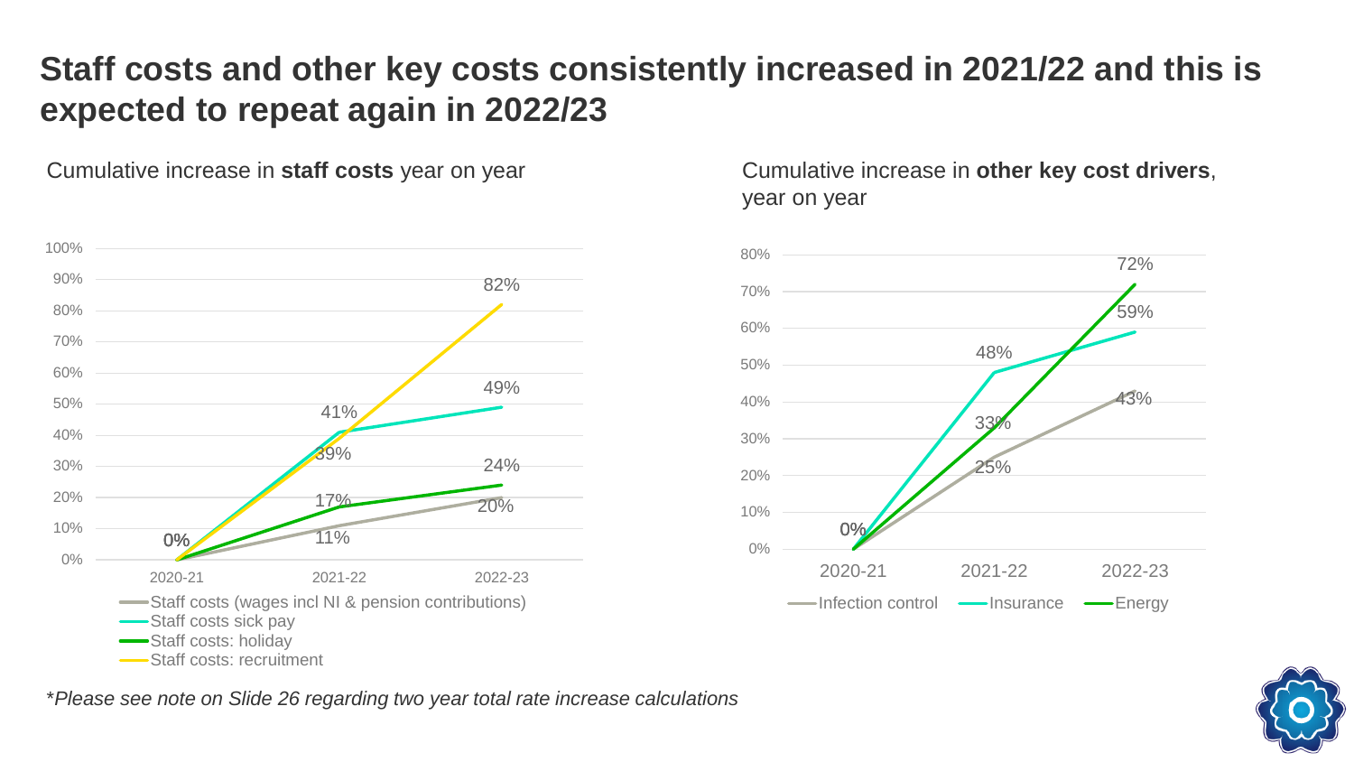# Staff costs and other key costs consistently increased in 2021/22 and this is expected to repeat again in 2022/23

Cumulative increase in **staff costs** year on year

| | 2020-21 | 2021-22 | 2022-23 |
|---|---|---|---|
| Staff costs (wages incl NI & pension contributions) | 0% | 11% | 20% |
| Staff costs sick pay | 0% | 41% | 49% |
| Staff costs: holiday | 0% | 17% | 24% |
| Staff costs: recruitment | 0% | 39% | 82% |

Cumulative increase in **other key cost drivers**, year on year

| | 2020-21 | 2021-22 | 2022-23 |
|---|---|---|---|
| Infection control | 0% | 25% | 43% |
| Insurance | 0% | 48% | 59% |
| Energy | 0% | 33% | 72% |

*\*Please see note on Slide 26 regarding two year total rate increase calculations*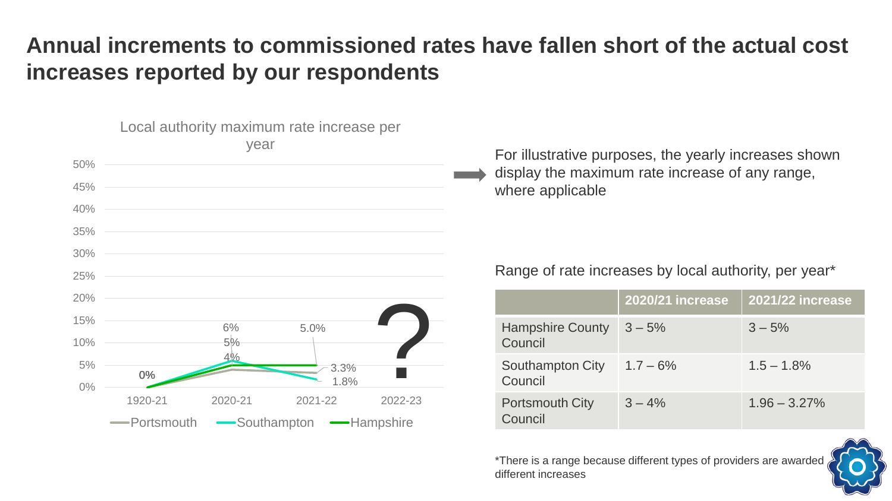# Annual increments to commissioned rates have fallen short of the actual cost increases reported by our respondents

Local authority maximum rate increase per year

| | 1920-21 | 2020-21 | 2021-22 | 2022-23 |
|---|---|---|---|---|
| Portsmouth | 0% | 4% | 3.3% | ? |
| Southampton | 0% | 6% | 1.8% | ? |
| Hampshire | 0% | 5% | 5.0% | ? |

For illustrative purposes, the yearly increases shown display the maximum rate increase of any range, where applicable

Range of rate increases by local authority, per year*

| | 2020/21 increase | 2021/22 increase |
|---|---|---|
| Hampshire County Council | 3 – 5% | 3 – 5% |
| Southampton City Council | 1.7 – 6% | 1.5 – 1.8% |
| Portsmouth City Council | 3 – 4% | 1.96 – 3.27% |

*There is a range because different types of providers are awarded different increases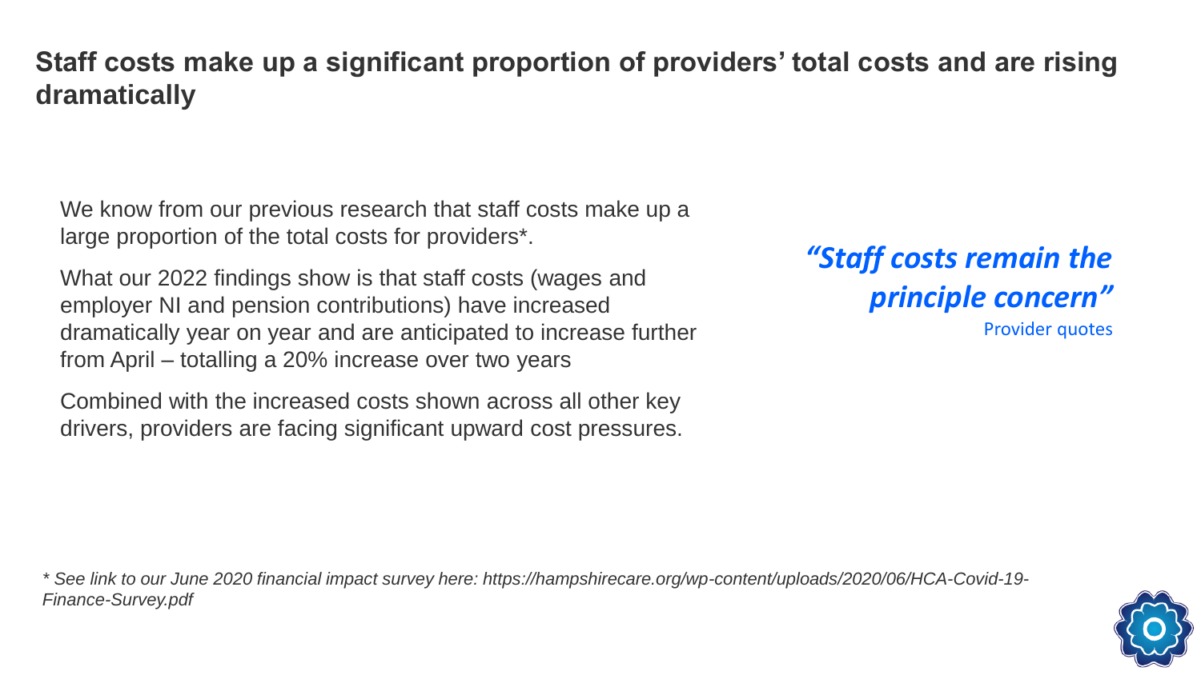## Staff costs make up a significant proportion of providers' total costs and are rising dramatically

We know from our previous research that staff costs make up a large proportion of the total costs for providers*.

What our 2022 findings show is that staff costs (wages and employer NI and pension contributions) have increased dramatically year on year and are anticipated to increase further from April – totalling a 20% increase over two years

Combined with the increased costs shown across all other key drivers, providers are facing significant upward cost pressures.

***"Staff costs remain the principle concern"***

Provider quotes

*\* See link to our June 2020 financial impact survey here: https://hampshirecare.org/wp-content/uploads/2020/06/HCA-Covid-19-Finance-Survey.pdf*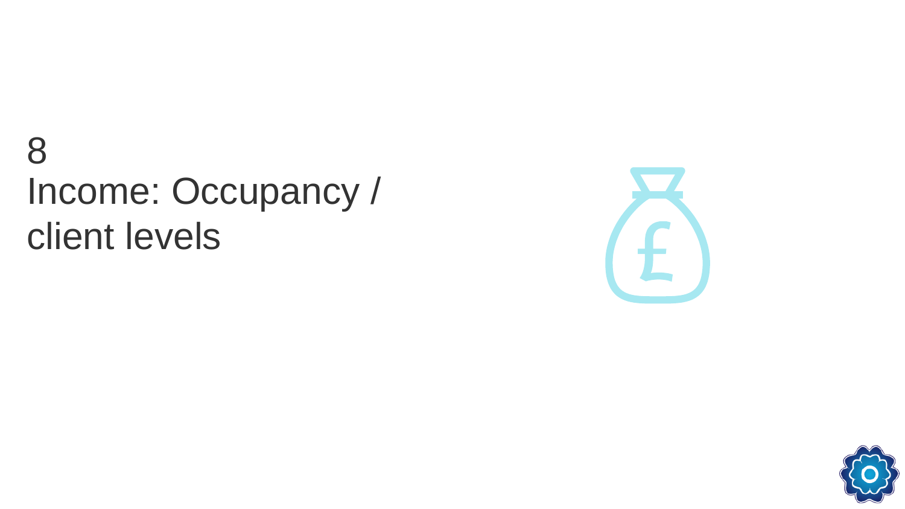# 8
# Income: Occupancy / client levels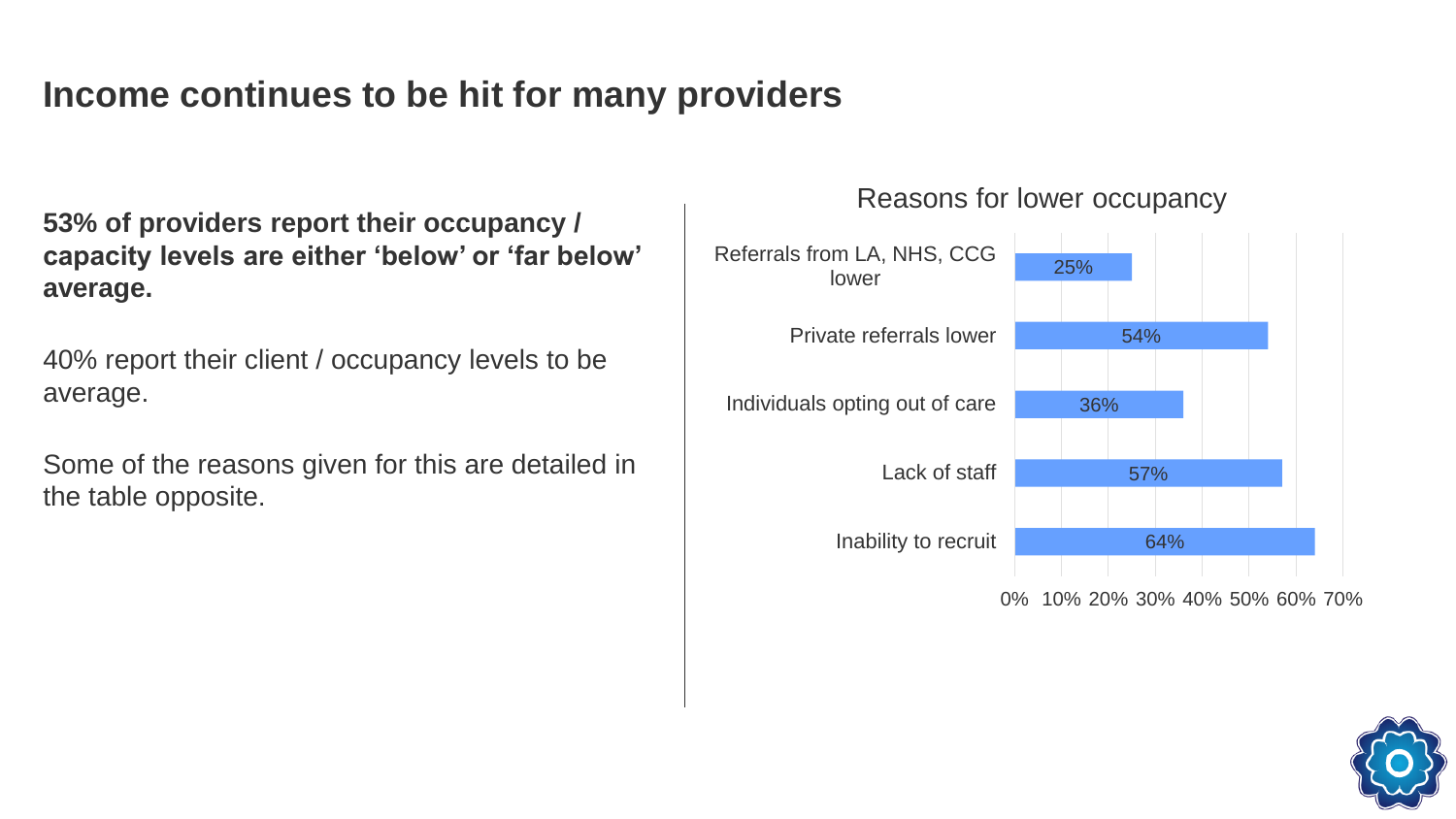# Income continues to be hit for many providers

**53% of providers report their occupancy / capacity levels are either 'below' or 'far below' average.**

40% report their client / occupancy levels to be average.

Some of the reasons given for this are detailed in the table opposite.

**Reasons for lower occupancy**

| Reason | % |
| --- | --- |
| Referrals from LA, NHS, CCG lower | 25% |
| Private referrals lower | 54% |
| Individuals opting out of care | 36% |
| Lack of staff | 57% |
| Inability to recruit | 64% |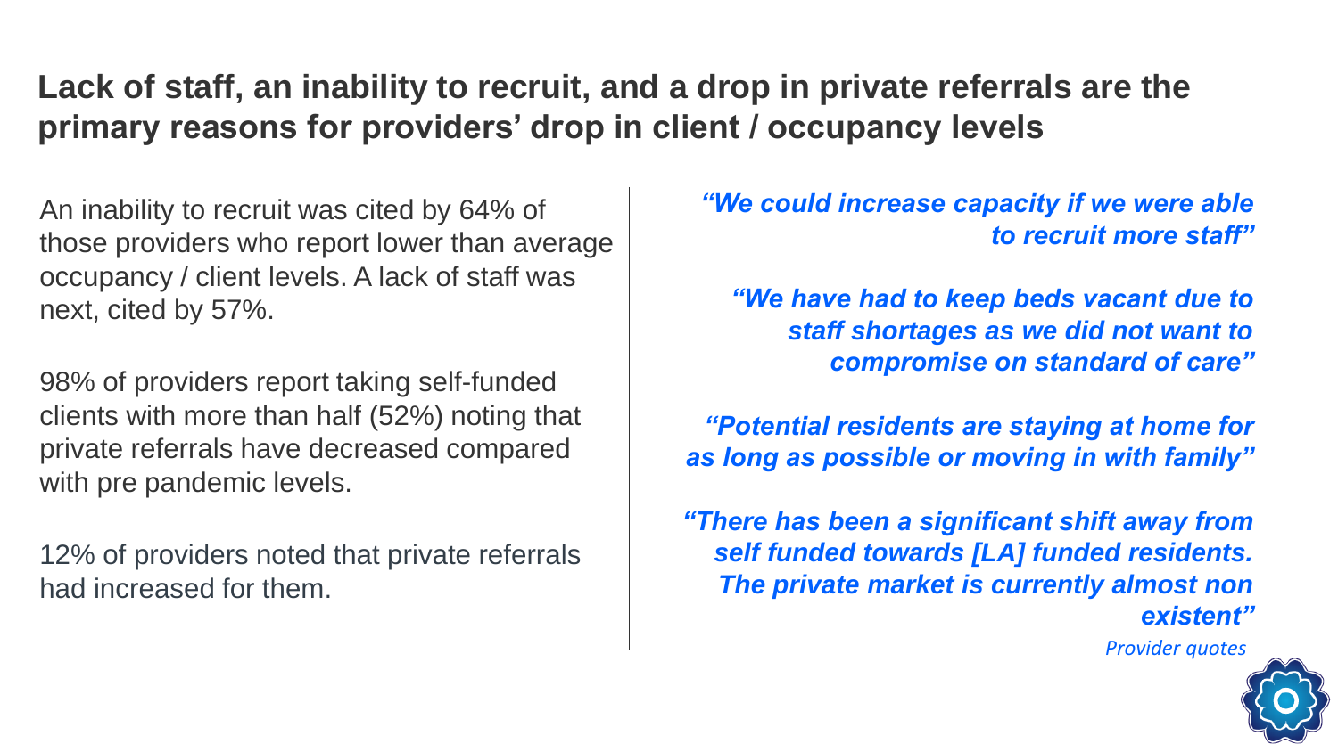# Lack of staff, an inability to recruit, and a drop in private referrals are the primary reasons for providers' drop in client / occupancy levels

An inability to recruit was cited by 64% of those providers who report lower than average occupancy / client levels. A lack of staff was next, cited by 57%.

98% of providers report taking self-funded clients with more than half (52%) noting that private referrals have decreased compared with pre pandemic levels.

12% of providers noted that private referrals had increased for them.

***"We could increase capacity if we were able to recruit more staff"***

***"We have had to keep beds vacant due to staff shortages as we did not want to compromise on standard of care"***

***"Potential residents are staying at home for as long as possible or moving in with family"***

***"There has been a significant shift away from self funded towards [LA] funded residents. The private market is currently almost non existent"***

*Provider quotes*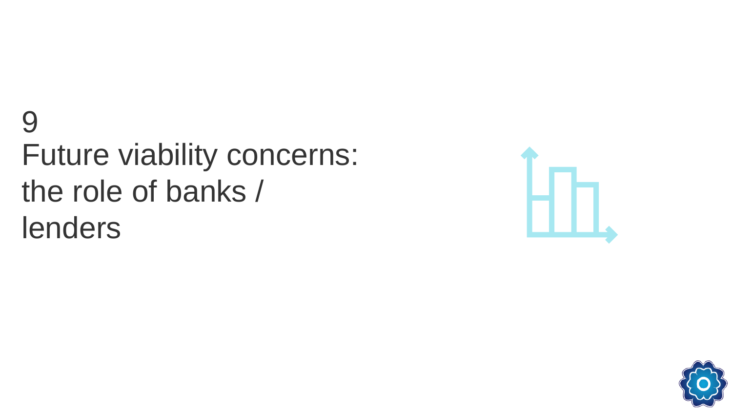# 9
# Future viability concerns: the role of banks / lenders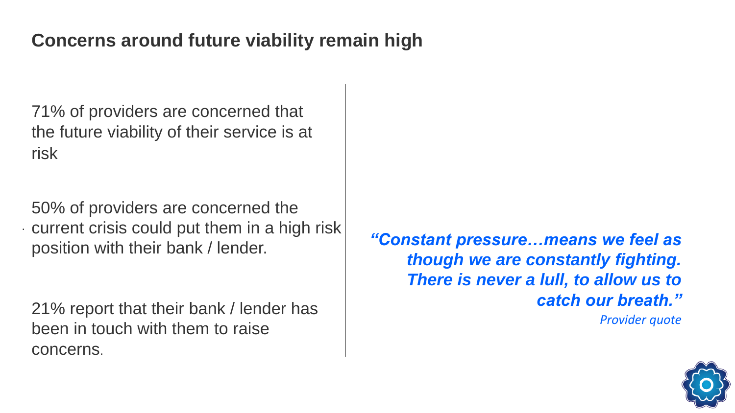## Concerns around future viability remain high

71% of providers are concerned that the future viability of their service is at risk

50% of providers are concerned the current crisis could put them in a high risk position with their bank / lender.

21% report that their bank / lender has been in touch with them to raise concerns.

***"Constant pressure…means we feel as though we are constantly fighting. There is never a lull, to allow us to catch our breath."***

*Provider quote*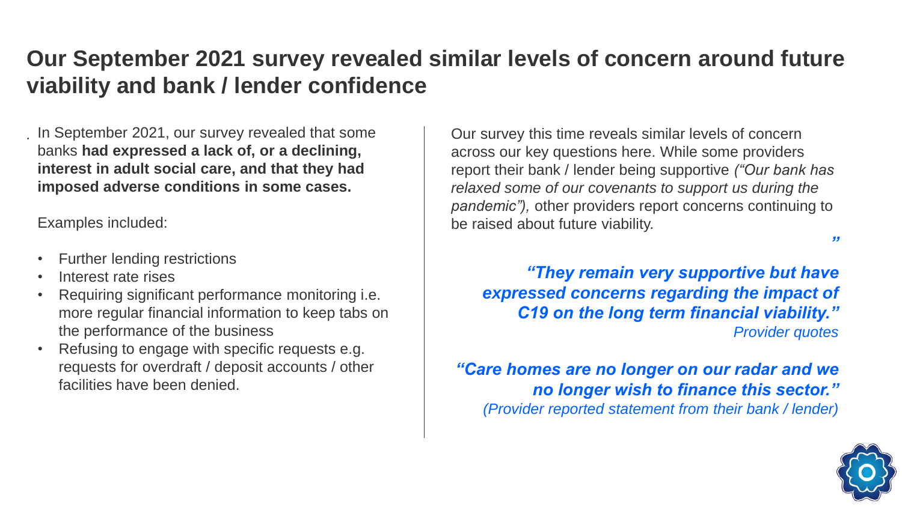# Our September 2021 survey revealed similar levels of concern around future viability and bank / lender confidence

In September 2021, our survey revealed that some banks **had expressed a lack of, or a declining, interest in adult social care, and that they had imposed adverse conditions in some cases.**

Examples included:

- Further lending restrictions
- Interest rate rises
- Requiring significant performance monitoring i.e. more regular financial information to keep tabs on the performance of the business
- Refusing to engage with specific requests e.g. requests for overdraft / deposit accounts / other facilities have been denied.

Our survey this time reveals similar levels of concern across our key questions here. While some providers report their bank / lender being supportive *("Our bank has relaxed some of our covenants to support us during the pandemic"),* other providers report concerns continuing to be raised about future viability.

***"They remain very supportive but have expressed concerns regarding the impact of C19 on the long term financial viability."***
*Provider quotes*

***"Care homes are no longer on our radar and we no longer wish to finance this sector."***
*(Provider reported statement from their bank / lender)*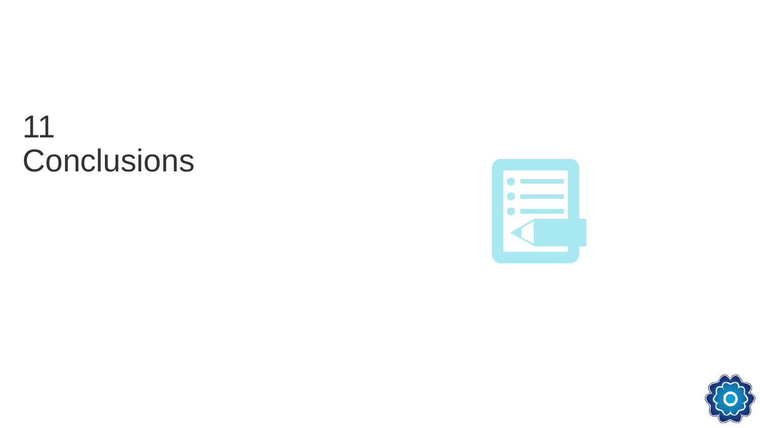# 11 Conclusions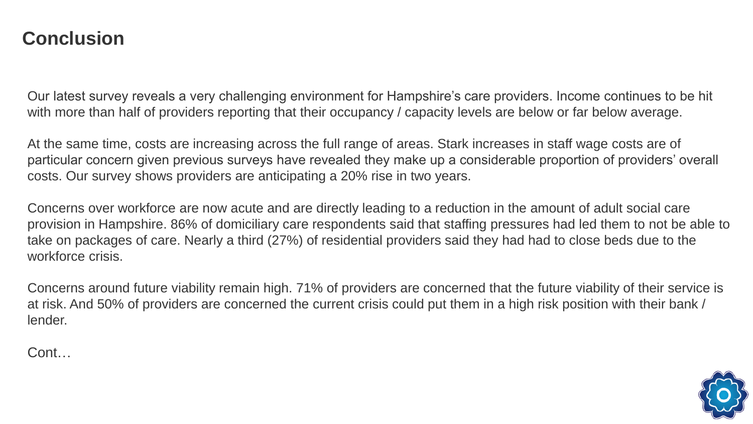## Conclusion

Our latest survey reveals a very challenging environment for Hampshire's care providers. Income continues to be hit with more than half of providers reporting that their occupancy / capacity levels are below or far below average.

At the same time, costs are increasing across the full range of areas. Stark increases in staff wage costs are of particular concern given previous surveys have revealed they make up a considerable proportion of providers' overall costs. Our survey shows providers are anticipating a 20% rise in two years.

Concerns over workforce are now acute and are directly leading to a reduction in the amount of adult social care provision in Hampshire. 86% of domiciliary care respondents said that staffing pressures had led them to not be able to take on packages of care. Nearly a third (27%) of residential providers said they had had to close beds due to the workforce crisis.

Concerns around future viability remain high. 71% of providers are concerned that the future viability of their service is at risk. And 50% of providers are concerned the current crisis could put them in a high risk position with their bank / lender.

Cont…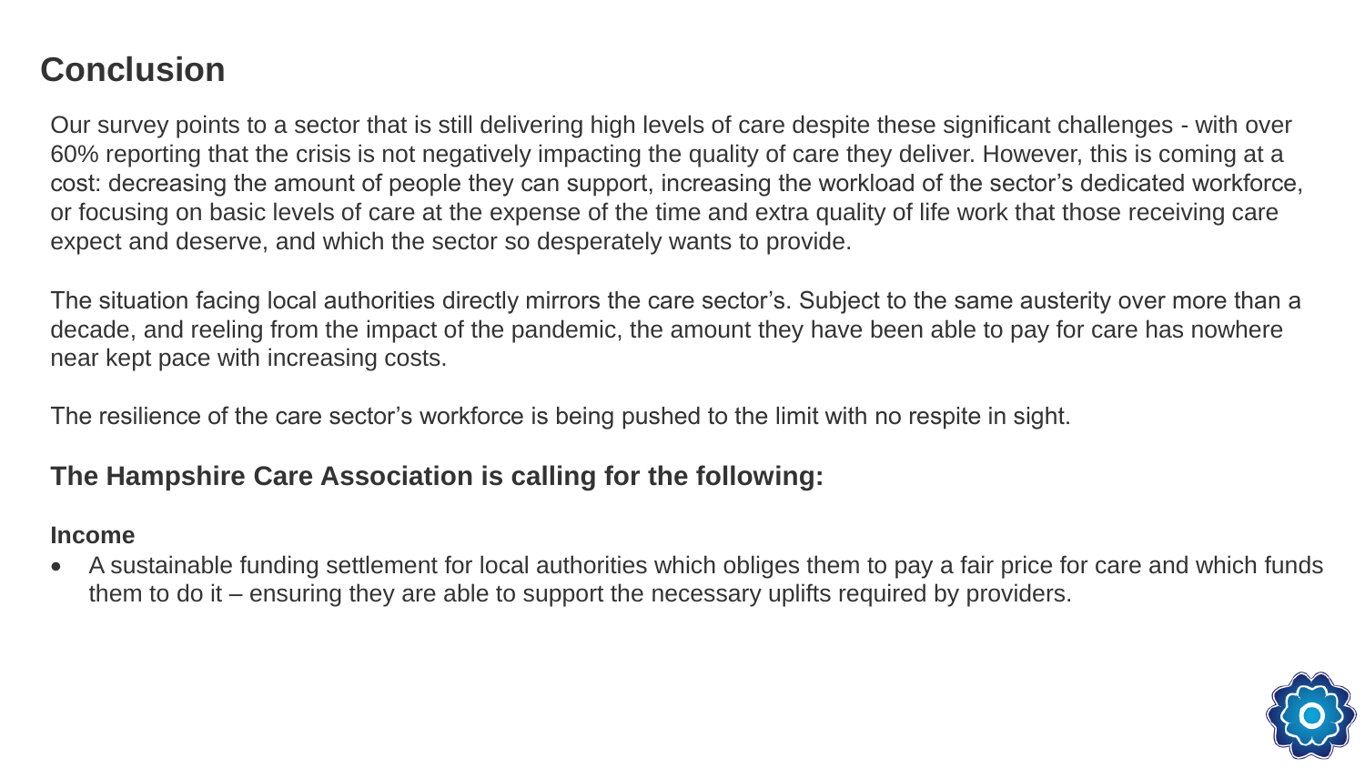# Conclusion

Our survey points to a sector that is still delivering high levels of care despite these significant challenges - with over 60% reporting that the crisis is not negatively impacting the quality of care they deliver. However, this is coming at a cost: decreasing the amount of people they can support, increasing the workload of the sector's dedicated workforce, or focusing on basic levels of care at the expense of the time and extra quality of life work that those receiving care expect and deserve, and which the sector so desperately wants to provide.

The situation facing local authorities directly mirrors the care sector's. Subject to the same austerity over more than a decade, and reeling from the impact of the pandemic, the amount they have been able to pay for care has nowhere near kept pace with increasing costs.

The resilience of the care sector's workforce is being pushed to the limit with no respite in sight.

## The Hampshire Care Association is calling for the following:

### Income

- A sustainable funding settlement for local authorities which obliges them to pay a fair price for care and which funds them to do it – ensuring they are able to support the necessary uplifts required by providers.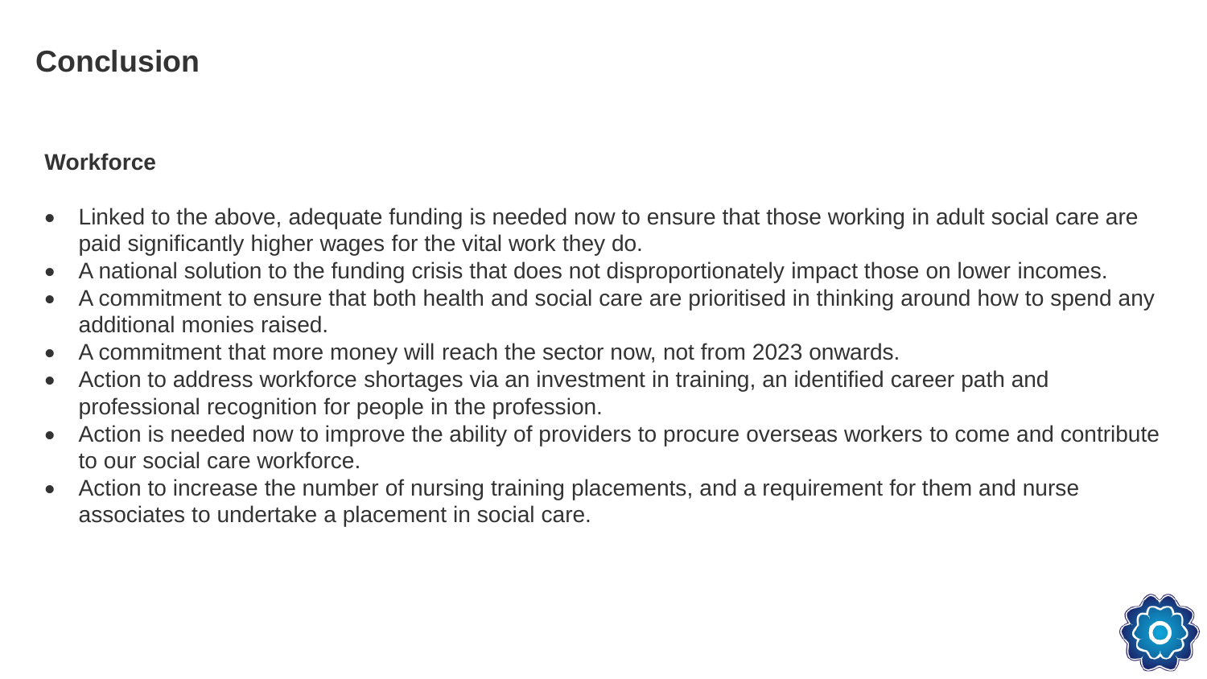# Conclusion

### Workforce

- Linked to the above, adequate funding is needed now to ensure that those working in adult social care are paid significantly higher wages for the vital work they do.
- A national solution to the funding crisis that does not disproportionately impact those on lower incomes.
- A commitment to ensure that both health and social care are prioritised in thinking around how to spend any additional monies raised.
- A commitment that more money will reach the sector now, not from 2023 onwards.
- Action to address workforce shortages via an investment in training, an identified career path and professional recognition for people in the profession.
- Action is needed now to improve the ability of providers to procure overseas workers to come and contribute to our social care workforce.
- Action to increase the number of nursing training placements, and a requirement for them and nurse associates to undertake a placement in social care.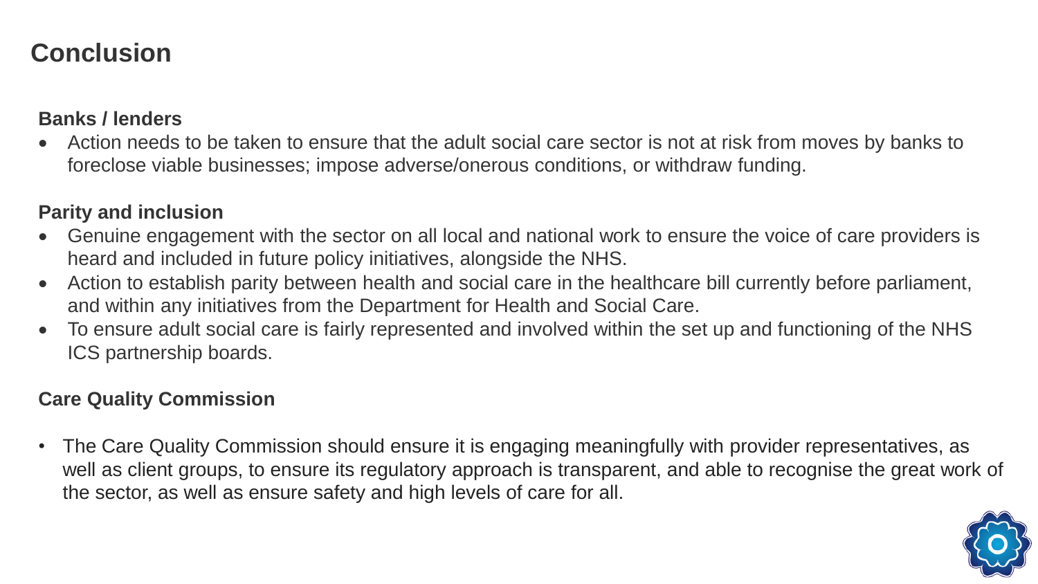# Conclusion

### Banks / lenders

- Action needs to be taken to ensure that the adult social care sector is not at risk from moves by banks to foreclose viable businesses; impose adverse/onerous conditions, or withdraw funding.

### Parity and inclusion

- Genuine engagement with the sector on all local and national work to ensure the voice of care providers is heard and included in future policy initiatives, alongside the NHS.
- Action to establish parity between health and social care in the healthcare bill currently before parliament, and within any initiatives from the Department for Health and Social Care.
- To ensure adult social care is fairly represented and involved within the set up and functioning of the NHS ICS partnership boards.

### Care Quality Commission

- The Care Quality Commission should ensure it is engaging meaningfully with provider representatives, as well as client groups, to ensure its regulatory approach is transparent, and able to recognise the great work of the sector, as well as ensure safety and high levels of care for all.